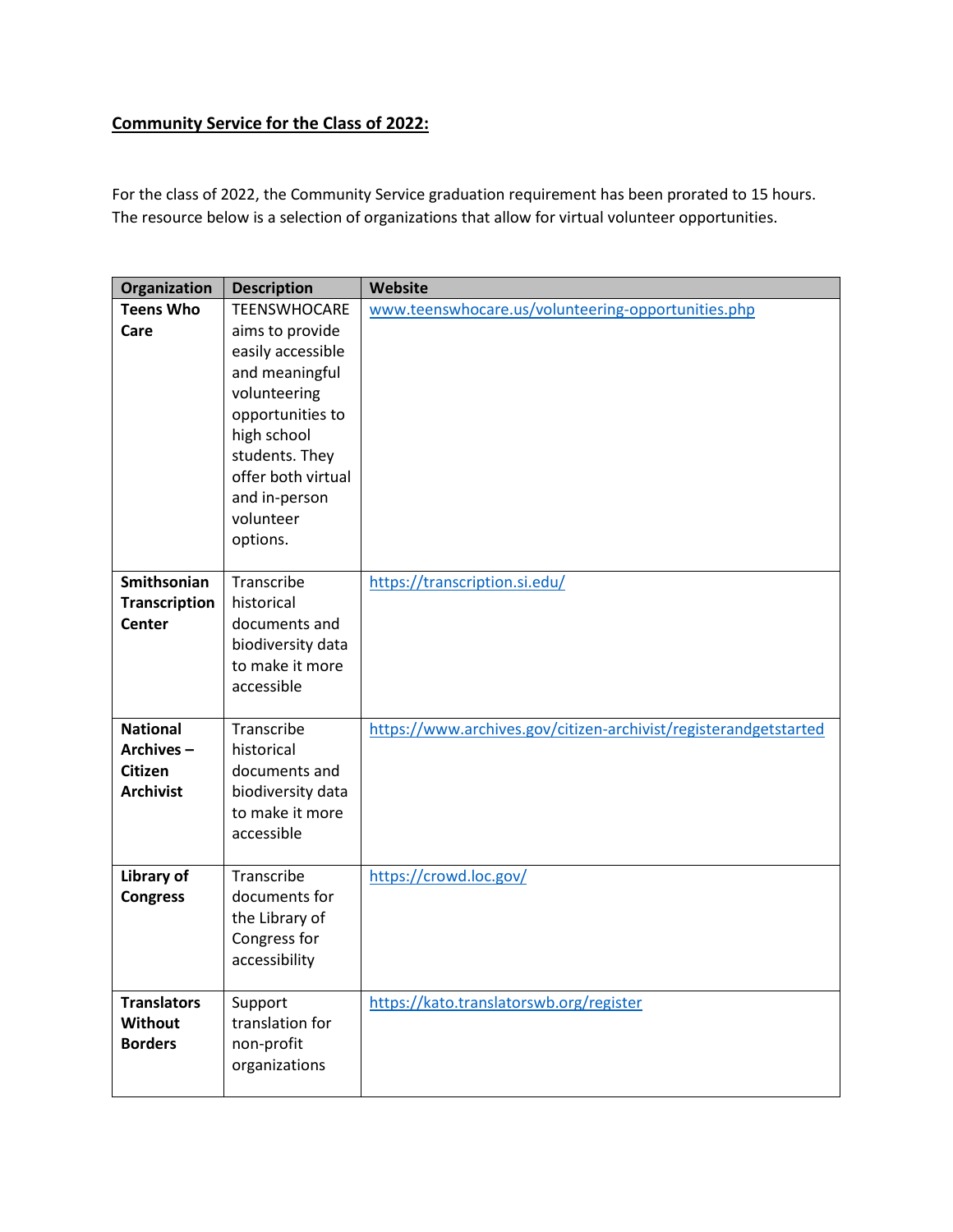**Community Service for the Class of 2022:**

For the class of 2022, the Community Service graduation requirement has been prorated to 15 hours. The resource below is a selection of organizations that allow for virtual volunteer opportunities.

| Organization | Description | Website |
| --- | --- | --- |
| **Teens Who Care** | TEENSWHOCARE aims to provide easily accessible and meaningful volunteering opportunities to high school students. They offer both virtual and in-person volunteer options. | www.teenswhocare.us/volunteering-opportunities.php |
| **Smithsonian Transcription Center** | Transcribe historical documents and biodiversity data to make it more accessible | https://transcription.si.edu/ |
| **National Archives – Citizen Archivist** | Transcribe historical documents and biodiversity data to make it more accessible | https://www.archives.gov/citizen-archivist/registerandgetstarted |
| **Library of Congress** | Transcribe documents for the Library of Congress for accessibility | https://crowd.loc.gov/ |
| **Translators Without Borders** | Support translation for non-profit organizations | https://kato.translatorswb.org/register |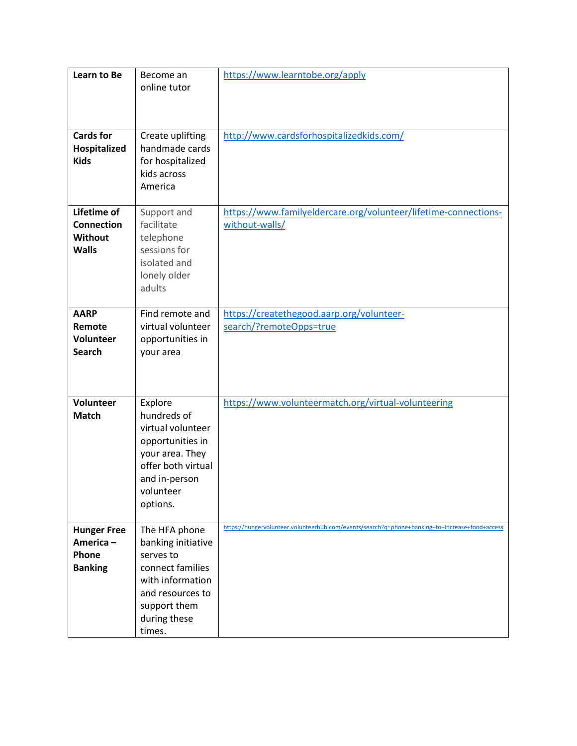| | | |
|---|---|---|
| **Learn to Be** | Become an online tutor | https://www.learntobe.org/apply |
| **Cards for Hospitalized Kids** | Create uplifting handmade cards for hospitalized kids across America | http://www.cardsforhospitalizedkids.com/ |
| **Lifetime of Connection Without Walls** | Support and facilitate telephone sessions for isolated and lonely older adults | https://www.familyeldercare.org/volunteer/lifetime-connections-without-walls/ |
| **AARP Remote Volunteer Search** | Find remote and virtual volunteer opportunities in your area | https://createthegood.aarp.org/volunteer-search/?remoteOpps=true |
| **Volunteer Match** | Explore hundreds of virtual volunteer opportunities in your area. They offer both virtual and in-person volunteer options. | https://www.volunteermatch.org/virtual-volunteering |
| **Hunger Free America – Phone Banking** | The HFA phone banking initiative serves to connect families with information and resources to support them during these times. | https://hungervolunteer.volunteerhub.com/events/search?q=phone+banking+to+increase+food+access |